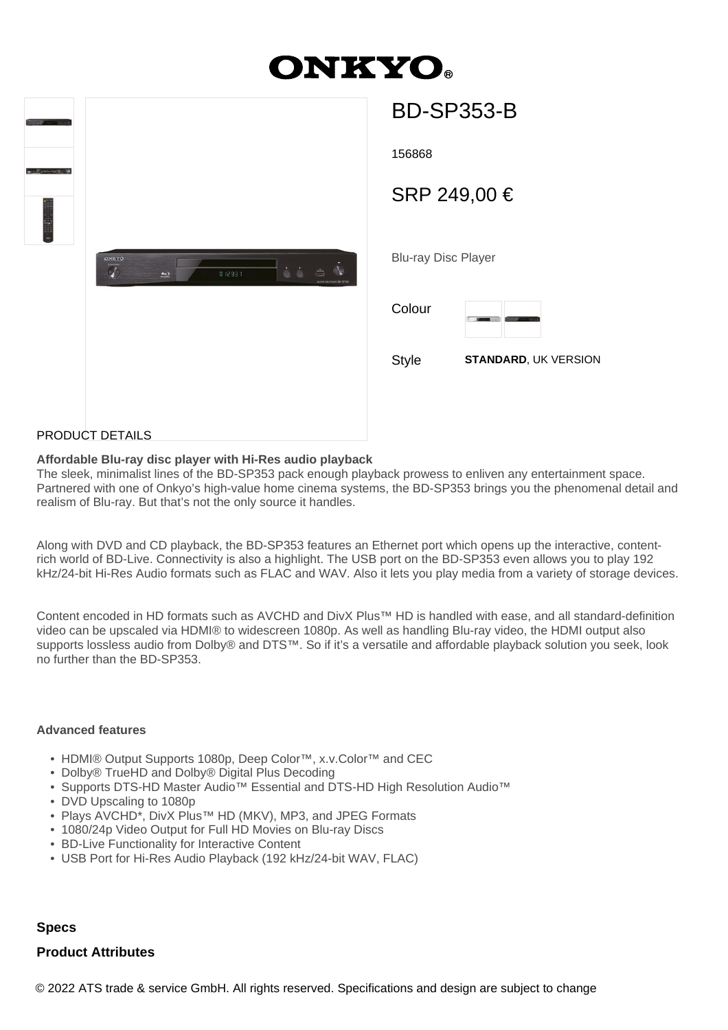# ONKYO

## BD-SP353-B

156868

SRP 249,00 €

Blu-ray Disc Player

Colour

Style **STANDARD**, UK VERSION

PRODUCT DETAILS

**Affordable Blu-ray disc player with Hi-Res audio playback**

The sleek, minimalist lines of the BD-SP353 pack enough playback prowess to enliven any entertainment space. Partnered with one of Onkyo's high-value home cinema systems, the BD-SP353 brings you the phenomenal detail and realism of Blu-ray. But that's not the only source it handles.

Along with DVD and CD playback, the BD-SP353 features an Ethernet port which opens up the interactive, content-rich world of BD-Live. Connectivity is also a highlight. The USB port on the BD-SP353 even allows you to play 192 kHz/24-bit Hi-Res Audio formats such as FLAC and WAV. Also it lets you play media from a variety of storage devices.

Content encoded in HD formats such as AVCHD and DivX Plus™ HD is handled with ease, and all standard-definition video can be upscaled via HDMI® to widescreen 1080p. As well as handling Blu-ray video, the HDMI output also supports lossless audio from Dolby® and DTS™. So if it's a versatile and affordable playback solution you seek, look no further than the BD-SP353.

**Advanced features**

- HDMI® Output Supports 1080p, Deep Color™, x.v.Color™ and CEC
- Dolby® TrueHD and Dolby® Digital Plus Decoding
- Supports DTS-HD Master Audio™ Essential and DTS-HD High Resolution Audio™
- DVD Upscaling to 1080p
- Plays AVCHD*, DivX Plus™ HD (MKV), MP3, and JPEG Formats
- 1080/24p Video Output for Full HD Movies on Blu-ray Discs
- BD-Live Functionality for Interactive Content
- USB Port for Hi-Res Audio Playback (192 kHz/24-bit WAV, FLAC)

**Specs**

**Product Attributes**

© 2022 ATS trade & service GmbH. All rights reserved. Specifications and design are subject to change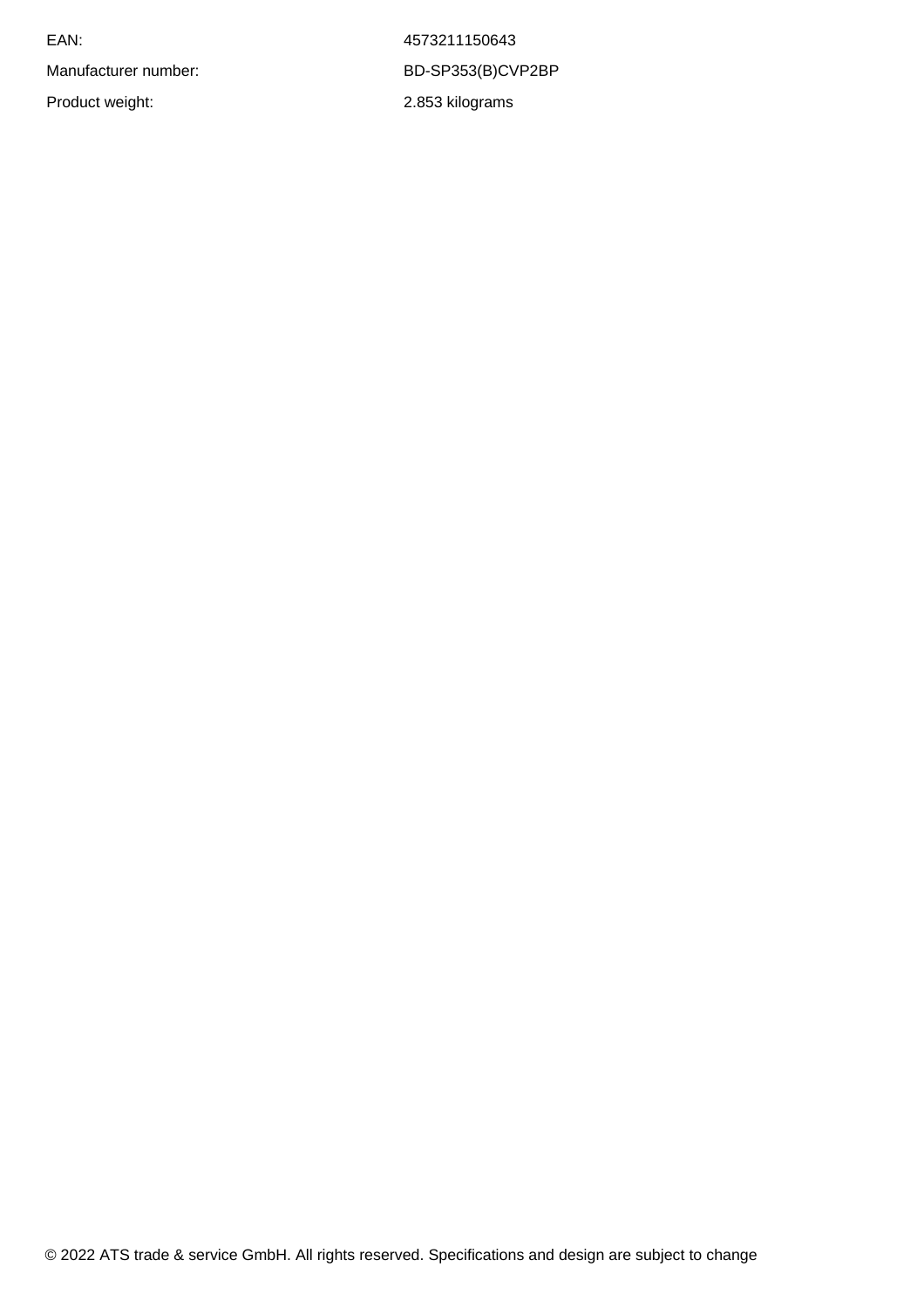| | |
|---|---|
| EAN: | 4573211150643 |
| Manufacturer number: | BD-SP353(B)CVP2BP |
| Product weight: | 2.853 kilograms |

© 2022 ATS trade & service GmbH. All rights reserved. Specifications and design are subject to change